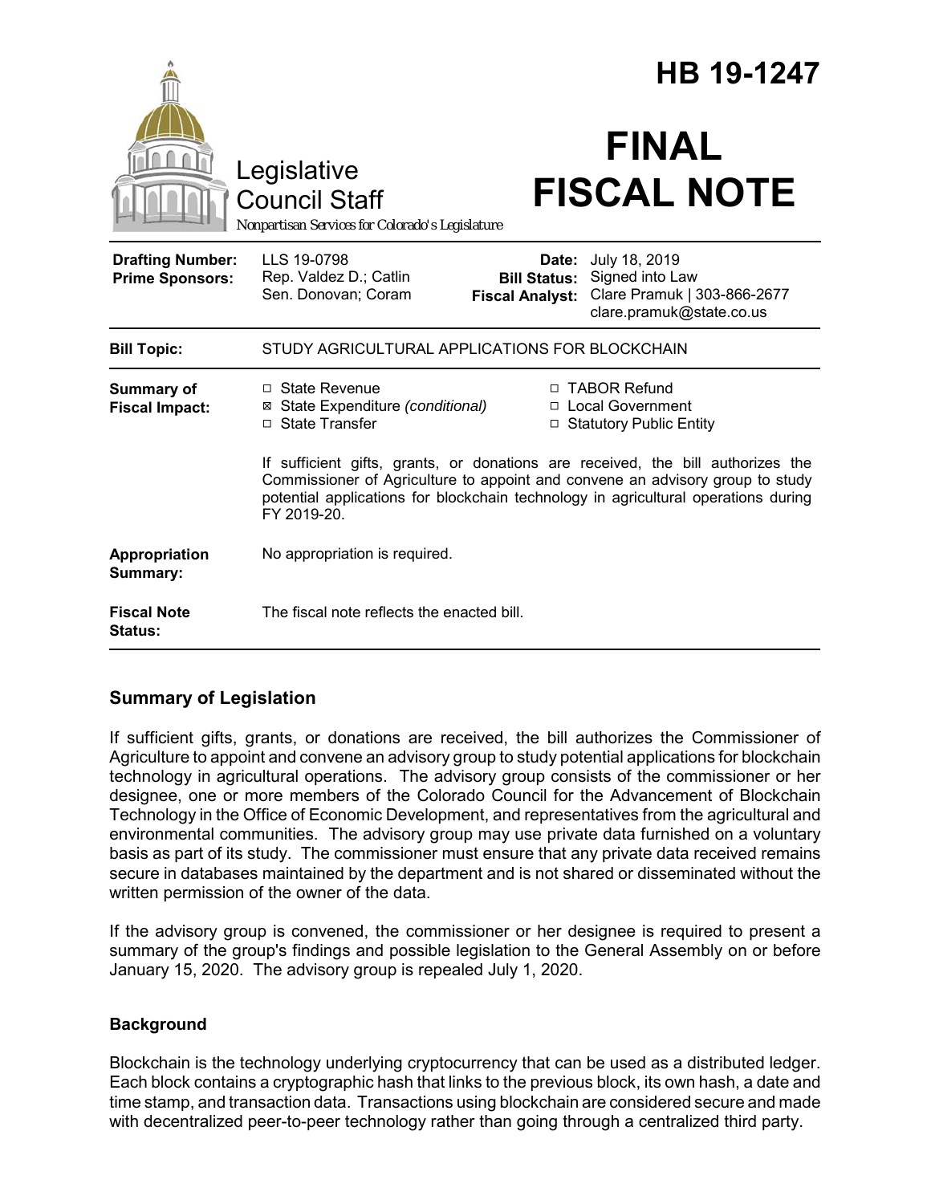# HB 19-1247

Legislative Council Staff

*Nonpartisan Services for Colorado's Legislature*

# FINAL FISCAL NOTE

| | | | |
|---|---|---|---|
| **Drafting Number:** | LLS 19-0798 | **Date:** | July 18, 2019 |
| **Prime Sponsors:** | Rep. Valdez D.; Catlin<br>Sen. Donovan; Coram | **Bill Status:** | Signed into Law |
| | | **Fiscal Analyst:** | Clare Pramuk \| 303-866-2677<br>clare.pramuk@state.co.us |

| | |
|---|---|
| **Bill Topic:** | STUDY AGRICULTURAL APPLICATIONS FOR BLOCKCHAIN |
| **Summary of Fiscal Impact:** | ☐ State Revenue<br>☒ State Expenditure *(conditional)*<br>☐ State Transfer<br>☐ TABOR Refund<br>☐ Local Government<br>☐ Statutory Public Entity<br><br>If sufficient gifts, grants, or donations are received, the bill authorizes the Commissioner of Agriculture to appoint and convene an advisory group to study potential applications for blockchain technology in agricultural operations during FY 2019-20. |
| **Appropriation Summary:** | No appropriation is required. |
| **Fiscal Note Status:** | The fiscal note reflects the enacted bill. |

## Summary of Legislation

If sufficient gifts, grants, or donations are received, the bill authorizes the Commissioner of Agriculture to appoint and convene an advisory group to study potential applications for blockchain technology in agricultural operations. The advisory group consists of the commissioner or her designee, one or more members of the Colorado Council for the Advancement of Blockchain Technology in the Office of Economic Development, and representatives from the agricultural and environmental communities. The advisory group may use private data furnished on a voluntary basis as part of its study. The commissioner must ensure that any private data received remains secure in databases maintained by the department and is not shared or disseminated without the written permission of the owner of the data.

If the advisory group is convened, the commissioner or her designee is required to present a summary of the group's findings and possible legislation to the General Assembly on or before January 15, 2020. The advisory group is repealed July 1, 2020.

### Background

Blockchain is the technology underlying cryptocurrency that can be used as a distributed ledger. Each block contains a cryptographic hash that links to the previous block, its own hash, a date and time stamp, and transaction data. Transactions using blockchain are considered secure and made with decentralized peer-to-peer technology rather than going through a centralized third party.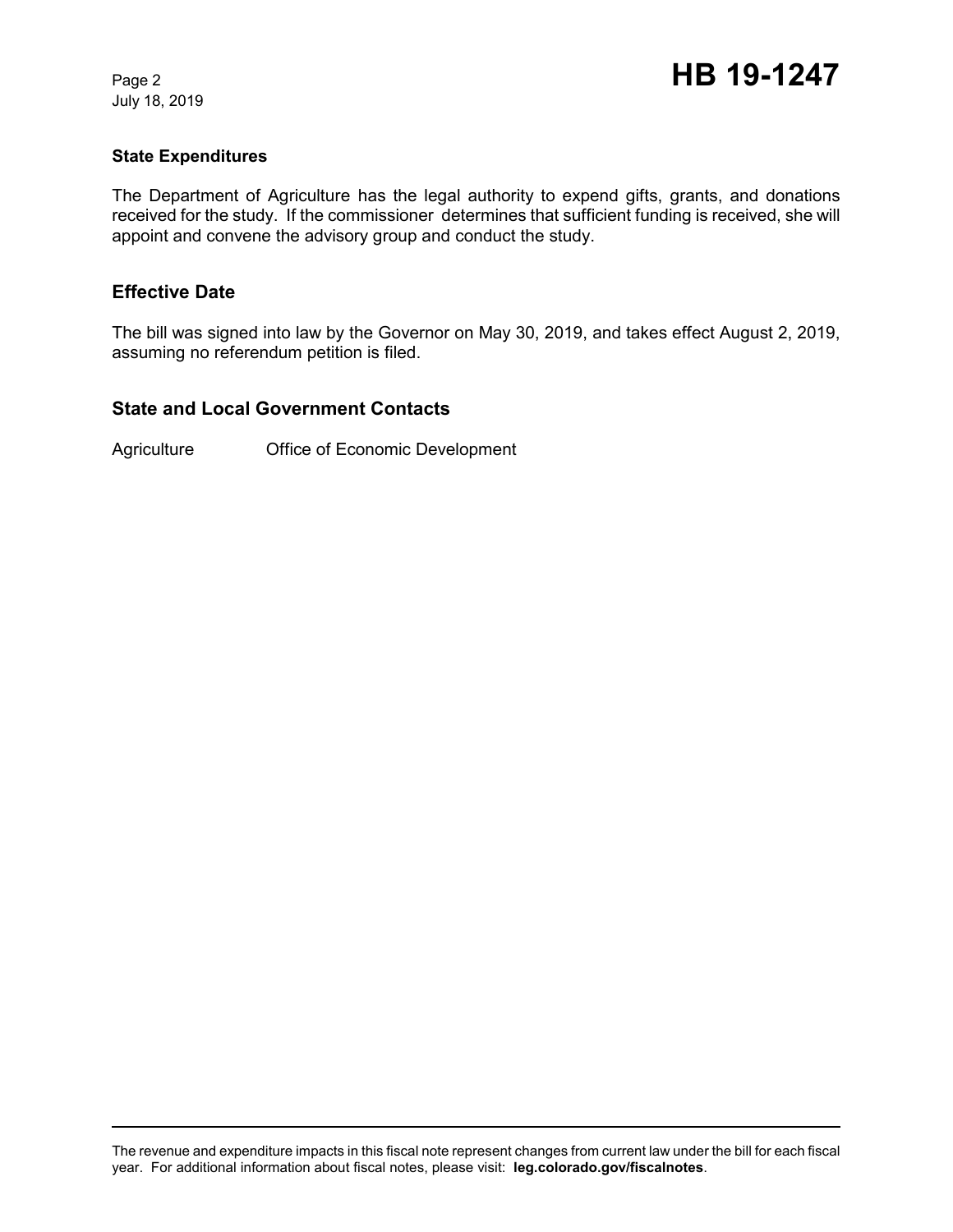### State Expenditures

The Department of Agriculture has the legal authority to expend gifts, grants, and donations received for the study. If the commissioner determines that sufficient funding is received, she will appoint and convene the advisory group and conduct the study.

## Effective Date

The bill was signed into law by the Governor on May 30, 2019, and takes effect August 2, 2019, assuming no referendum petition is filed.

## State and Local Government Contacts

Agriculture &nbsp;&nbsp;&nbsp;&nbsp;&nbsp;&nbsp;&nbsp;&nbsp; Office of Economic Development

The revenue and expenditure impacts in this fiscal note represent changes from current law under the bill for each fiscal year. For additional information about fiscal notes, please visit: **leg.colorado.gov/fiscalnotes**.